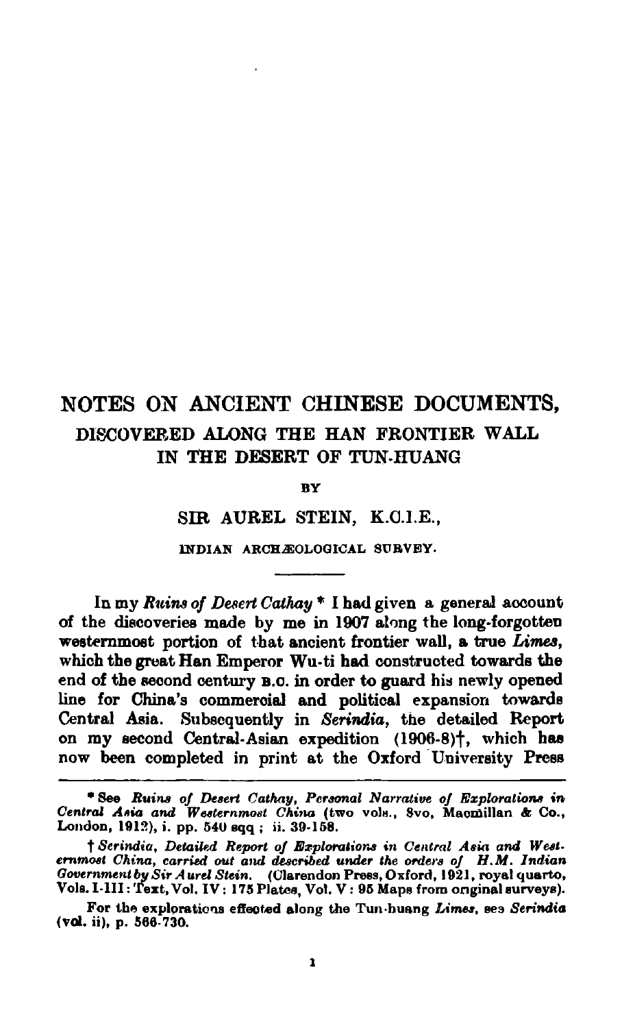# NOTES ON ANCIENT CHINESE DOCUMENTS,

## DISCOVERED ALONG THE HAN FRONTIER WALL IN THE DESERT OF TUN-HUANG

BY

### SIR AUREL STEIN, K.C.I.E.,

INDIAN ARCHÆOLOGICAL SURVEY.

---

In my *Ruins of Desert Cathay* * I had given a general account of the discoveries made by me in 1907 along the long-forgotten westernmost portion of that ancient frontier wall, a true *Limes*, which the great Han Emperor Wu-ti had constructed towards the end of the second century B.C. in order to guard his newly opened line for China's commercial and political expansion towards Central Asia. Subsequently in *Serindia*, the detailed Report on my second Central-Asian expedition (1906-8)†, which has now been completed in print at the Oxford University Press

---

\* See *Ruins of Desert Cathay, Personal Narrative of Explorations in Central Asia and Westernmost China* (two vols., 8vo, Macmillan & Co., London, 1912), i. pp. 540 sqq ; ii. 39-158.

† *Serindia, Detailed Report of Explorations in Central Asia and Westernmost China, carried out and described under the orders of H.M. Indian Government by Sir Aurel Stein.* (Clarendon Press, Oxford, 1921, royal quarto, Vols. I-III : Text, Vol. IV : 175 Plates, Vol. V : 95 Maps from original surveys).

For the explorations effected along the Tun-huang *Limes*, see *Serindia* (vol. ii), p. 566-730.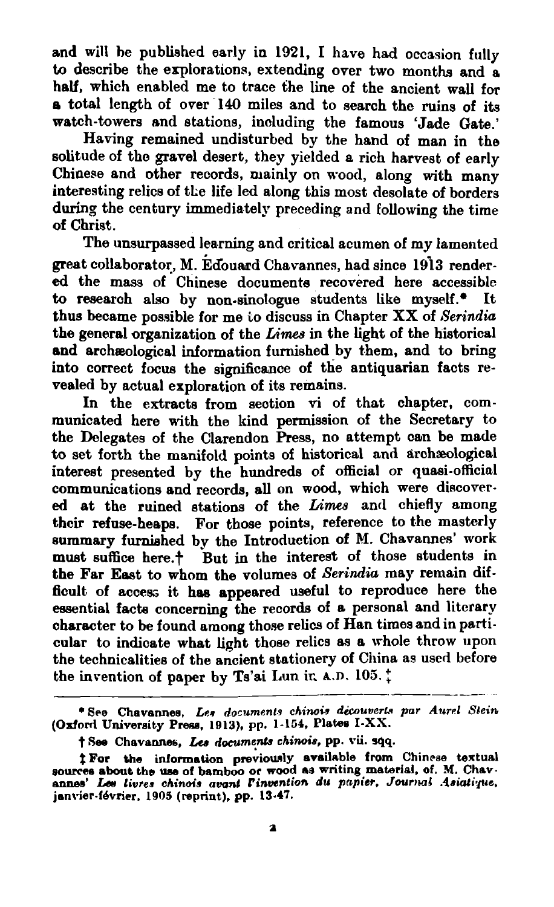and will be published early in 1921, I have had occasion fully to describe the explorations, extending over two months and a half, which enabled me to trace the line of the ancient wall for a total length of over 140 miles and to search the ruins of its watch-towers and stations, including the famous 'Jade Gate.'

Having remained undisturbed by the hand of man in the solitude of the gravel desert, they yielded a rich harvest of early Chinese and other records, mainly on wood, along with many interesting relics of the life led along this most desolate of borders during the century immediately preceding and following the time of Christ.

The unsurpassed learning and critical acumen of my lamented great collaborator, M. Édouard Chavannes, had since 1913 rendered the mass of Chinese documents recovered here accessible to research also by non-sinologue students like myself.* It thus became possible for me to discuss in Chapter XX of *Serindia* the general organization of the *Limes* in the light of the historical and archæological information furnished by them, and to bring into correct focus the significance of the antiquarian facts revealed by actual exploration of its remains.

In the extracts from section vi of that chapter, communicated here with the kind permission of the Secretary to the Delegates of the Clarendon Press, no attempt can be made to set forth the manifold points of historical and archæological interest presented by the hundreds of official or quasi-official communications and records, all on wood, which were discovered at the ruined stations of the *Limes* and chiefly among their refuse-heaps. For those points, reference to the masterly summary furnished by the Introduction of M. Chavannes' work must suffice here.† But in the interest of those students in the Far East to whom the volumes of *Serindia* may remain difficult of access it has appeared useful to reproduce here the essential facts concerning the records of a personal and literary character to be found among those relics of Han times and in particular to indicate what light those relics as a whole throw upon the technicalities of the ancient stationery of China as used before the invention of paper by Ts'ai Lun in A.D. 105.‡

---

\* See Chavannes, *Les documents chinois découverts par Aurel Stein* (Oxford University Press, 1913), pp. 1-154, Plates I-XX.

† See Chavannes, *Les documents chinois*, pp. vii. sqq.

‡ For the information previously available from Chinese textual sources about the use of bamboo or wood as writing material, cf. M. Chavannes' *Les livres chinois avant l'invention du papier, Journal Asiatique*, janvier-février, 1905 (reprint), pp. 13-47.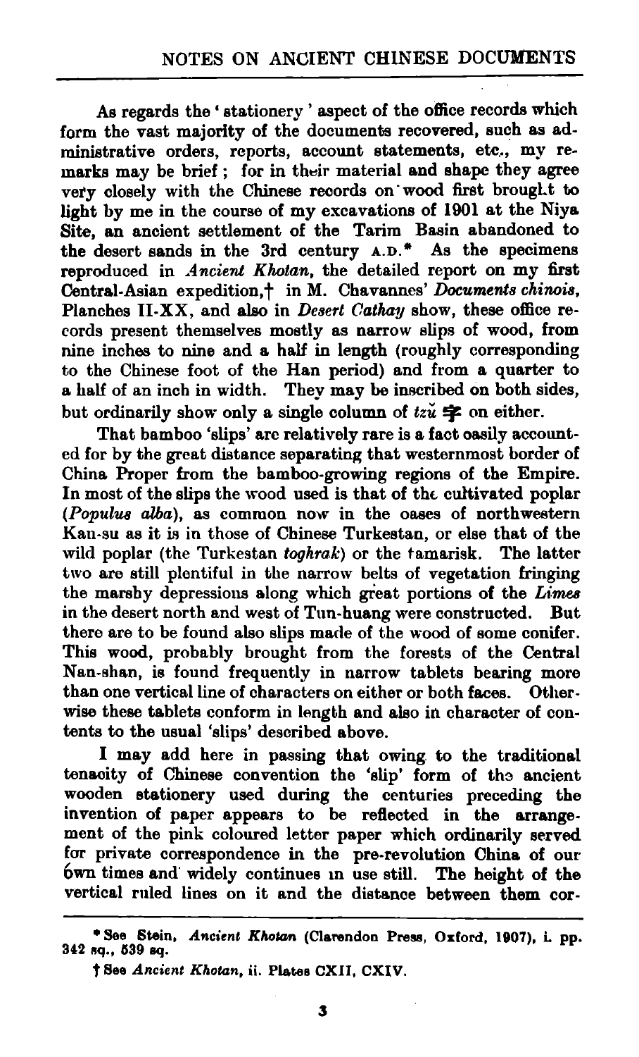As regards the 'stationery' aspect of the office records which form the vast majority of the documents recovered, such as administrative orders, reports, account statements, etc., my remarks may be brief; for in their material and shape they agree very closely with the Chinese records on wood first brought to light by me in the course of my excavations of 1901 at the Niya Site, an ancient settlement of the Tarim Basin abandoned to the desert sands in the 3rd century A.D.* As the specimens reproduced in *Ancient Khotan*, the detailed report on my first Central-Asian expedition,† in M. Chavannes' *Documents chinois*, Planches II-XX, and also in *Desert Cathay* show, these office records present themselves mostly as narrow slips of wood, from nine inches to nine and a half in length (roughly corresponding to the Chinese foot of the Han period) and from a quarter to a half of an inch in width. They may be inscribed on both sides, but ordinarily show only a single column of *tzŭ* 字 on either.

That bamboo 'slips' are relatively rare is a fact easily accounted for by the great distance separating that westernmost border of China Proper from the bamboo-growing regions of the Empire. In most of the slips the wood used is that of the cultivated poplar (*Populus alba*), as common now in the oases of northwestern Kan-su as it is in those of Chinese Turkestan, or else that of the wild poplar (the Turkestan *toghrak*) or the tamarisk. The latter two are still plentiful in the narrow belts of vegetation fringing the marshy depressions along which great portions of the *Limes* in the desert north and west of Tun-huang were constructed. But there are to be found also slips made of the wood of some conifer. This wood, probably brought from the forests of the Central Nan-shan, is found frequently in narrow tablets bearing more than one vertical line of characters on either or both faces. Otherwise these tablets conform in length and also in character of contents to the usual 'slips' described above.

I may add here in passing that owing to the traditional tenacity of Chinese convention the 'slip' form of the ancient wooden stationery used during the centuries preceding the invention of paper appears to be reflected in the arrangement of the pink coloured letter paper which ordinarily served for private correspondence in the pre-revolution China of our own times and widely continues in use still. The height of the vertical ruled lines on it and the distance between them cor-

---

\* See Stein, *Ancient Khotan* (Clarendon Press, Oxford, 1907), i. pp. 342 sq., 539 sq.

† See *Ancient Khotan*, ii. Plates CXII, CXIV.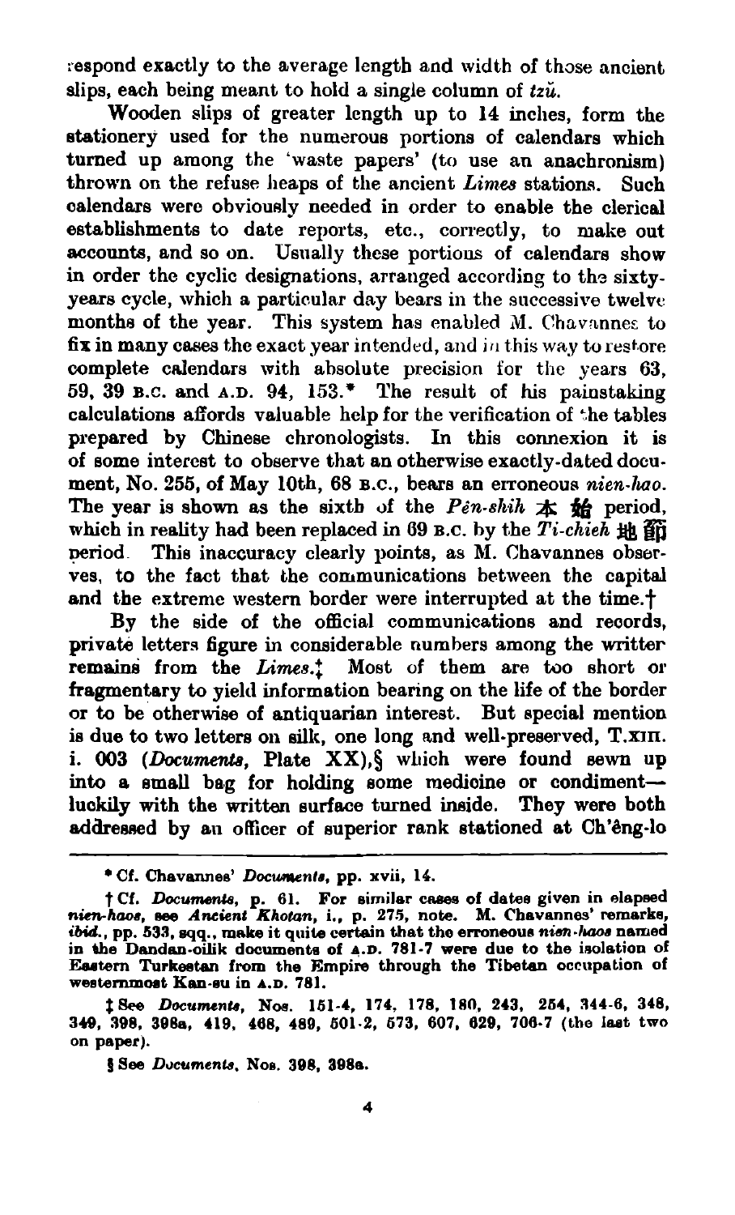respond exactly to the average length and width of those ancient slips, each being meant to hold a single column of *tzŭ*.

Wooden slips of greater length up to 14 inches, form the stationery used for the numerous portions of calendars which turned up among the 'waste papers' (to use an anachronism) thrown on the refuse heaps of the ancient *Limes* stations. Such calendars were obviously needed in order to enable the clerical establishments to date reports, etc., correctly, to make out accounts, and so on. Usually these portions of calendars show in order the cyclic designations, arranged according to the sixty-years cycle, which a particular day bears in the successive twelve months of the year. This system has enabled M. Chavannes to fix in many cases the exact year intended, and in this way to restore complete calendars with absolute precision for the years 63, 59, 39 B.C. and A.D. 94, 153.* The result of his painstaking calculations affords valuable help for the verification of the tables prepared by Chinese chronologists. In this connexion it is of some interest to observe that an otherwise exactly-dated document, No. 255, of May 10th, 68 B.C., bears an erroneous *nien-hao*. The year is shown as the sixth of the *Pên-shih* 本始 period, which in reality had been replaced in 69 B.C. by the *Ti-chieh* 地節 period. This inaccuracy clearly points, as M. Chavannes observes, to the fact that the communications between the capital and the extreme western border were interrupted at the time.†

By the side of the official communications and records, private letters figure in considerable numbers among the writter remains from the *Limes*.‡ Most of them are too short or fragmentary to yield information bearing on the life of the border or to be otherwise of antiquarian interest. But special mention is due to two letters on silk, one long and well-preserved, T.XIII. i. 003 (*Documents*, Plate XX),§ which were found sewn up into a small bag for holding some medicine or condiment—luckily with the written surface turned inside. They were both addressed by an officer of superior rank stationed at Ch'êng-lo

---

\* Cf. Chavannes' *Documents*, pp. xvii, 14.

† Cf. *Documents*, p. 61. For similar cases of dates given in elapsed *nien-haos*, see *Ancient Khotan*, i., p. 275, note. M. Chavannes' remarks, *ibid.*, pp. 533, sqq., make it quite certain that the erroneous *nien-haos* named in the Dandan-oilik documents of A.D. 781-7 were due to the isolation of Eastern Turkestan from the Empire through the Tibetan occupation of westernmost Kan-su in A.D. 781.

‡ See *Documents*, Nos. 151-4, 174, 178, 180, 243, 254, 344-6, 348, 349, 398, 398a, 419, 468, 489, 501-2, 573, 607, 629, 706-7 (the last two on paper).

§ See *Documents*, Nos. 398, 398a.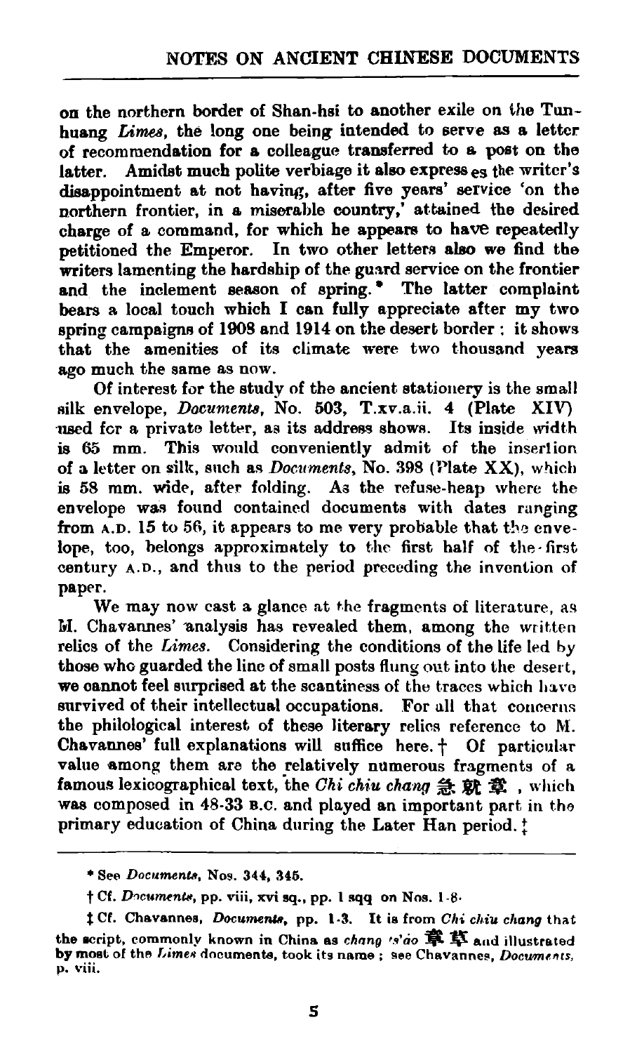on the northern border of Shan-hsi to another exile on the Tun-huang *Limes*, the long one being intended to serve as a letter of recommendation for a colleague transferred to a post on the latter. Amidst much polite verbiage it also expresses the writer's disappointment at not having, after five years' service 'on the northern frontier, in a miserable country,' attained the desired charge of a command, for which he appears to have repeatedly petitioned the Emperor. In two other letters also we find the writers lamenting the hardship of the guard service on the frontier and the inclement season of spring.* The latter complaint bears a local touch which I can fully appreciate after my two spring campaigns of 1908 and 1914 on the desert border: it shows that the amenities of its climate were two thousand years ago much the same as now.

Of interest for the study of the ancient stationery is the small silk envelope, *Documents*, No. 503, T.xv.a.ii. 4 (Plate XIV) used for a private letter, as its address shows. Its inside width is 65 mm. This would conveniently admit of the insertion of a letter on silk, such as *Documents*, No. 398 (Plate XX), which is 58 mm. wide, after folding. As the refuse-heap where the envelope was found contained documents with dates ranging from A.D. 15 to 56, it appears to me very probable that the envelope, too, belongs approximately to the first half of the first century A.D., and thus to the period preceding the invention of paper.

We may now cast a glance at the fragments of literature, as M. Chavannes' analysis has revealed them, among the written relics of the *Limes*. Considering the conditions of the life led by those who guarded the line of small posts flung out into the desert, we cannot feel surprised at the scantiness of the traces which have survived of their intellectual occupations. For all that concerns the philological interest of these literary relics reference to M. Chavannes' full explanations will suffice here.† Of particular value among them are the relatively numerous fragments of a famous lexicographical text, the *Chi chiu chang* 急就章, which was composed in 48-33 B.C. and played an important part in the primary education of China during the Later Han period.‡

---

* See *Documents*, Nos. 344, 345.

† Cf. *Documents*, pp. viii, xvi sq., pp. 1 sqq on Nos. 1-8.

‡ Cf. Chavannes, *Documents*, pp. 1-3. It is from *Chi chiu chang* that the script, commonly known in China as *chang ts'ao* 章草 and illustrated by most of the *Limes* documents, took its name; see Chavannes, *Documents*, p. viii.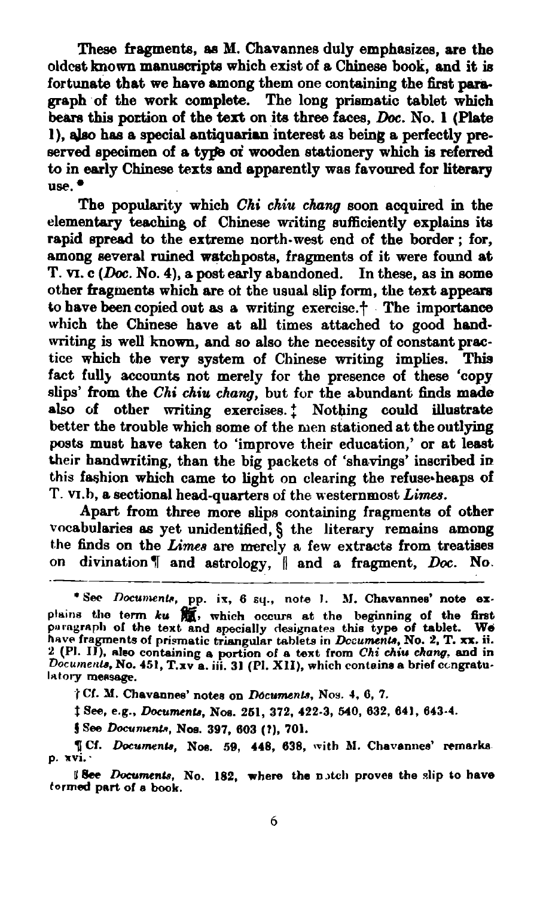These fragments, as M. Chavannes duly emphasizes, are the oldest known manuscripts which exist of a Chinese book, and it is fortunate that we have among them one containing the first paragraph of the work complete. The long prismatic tablet which bears this portion of the text on its three faces, *Doc.* No. 1 (Plate 1), also has a special antiquarian interest as being a perfectly preserved specimen of a type of wooden stationery which is referred to in early Chinese texts and apparently was favoured for literary use.*

The popularity which *Chi chiu chang* soon acquired in the elementary teaching of Chinese writing sufficiently explains its rapid spread to the extreme north-west end of the border; for, among several ruined watchposts, fragments of it were found at T. VI. c (*Doc.* No. 4), a post early abandoned. In these, as in some other fragments which are of the usual slip form, the text appears to have been copied out as a writing exercise.† The importance which the Chinese have at all times attached to good handwriting is well known, and so also the necessity of constant practice which the very system of Chinese writing implies. This fact fully accounts not merely for the presence of these 'copy slips' from the *Chi chiu chang*, but for the abundant finds made also of other writing exercises.‡ Nothing could illustrate better the trouble which some of the men stationed at the outlying posts must have taken to 'improve their education,' or at least their handwriting, than the big packets of 'shavings' inscribed in this fashion which came to light on clearing the refuse-heaps of T. VI.b, a sectional head-quarters of the westernmost *Limes*.

Apart from three more slips containing fragments of other vocabularies as yet unidentified, § the literary remains among the finds on the *Limes* are merely a few extracts from treatises on divination ¶ and astrology, ‖ and a fragment, *Doc.* No.

---

* See *Documents*, pp. ix, 6 sq., note 1. M. Chavannes' note explains the term *ku* 觚, which occurs at the beginning of the first paragraph of the text and specially designates this type of tablet. We have fragments of prismatic triangular tablets in *Documents*, No. 2, T. xx. ii. 2 (Pl. II), also containing a portion of a text from *Chi chiu chang*, and in *Documents*, No. 451, T.xv a. iii. 31 (Pl. XII), which contains a brief congratulatory message.

† Cf. M. Chavannes' notes on *Documents*, Nos. 4, 6, 7.

‡ See, e.g., *Documents*, Nos. 251, 372, 422-3, 540, 632, 641, 643-4.

§ See *Documents*, Nos. 397, 603 (?), 701.

¶ Cf. *Documents*, Nos. 59, 448, 638, with M. Chavannes' remarks p. xvi.

‖ See *Documents*, No. 182, where the notch proves the slip to have formed part of a book.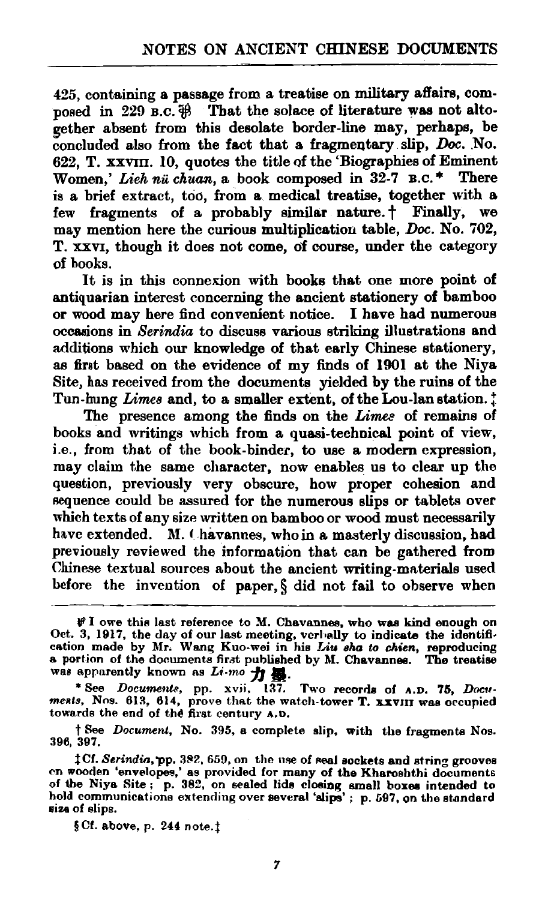425, containing a passage from a treatise on military affairs, composed in 229 B.C.[¶] That the solace of literature was not altogether absent from this desolate border-line may, perhaps, be concluded also from the fact that a fragmentary slip, *Doc.* No. 622, T. XXVIII. 10, quotes the title of the 'Biographies of Eminent Women,' *Lieh nü chuan*, a book composed in 32-7 B.C.* There is a brief extract, too, from a medical treatise, together with a few fragments of a probably similar nature.† Finally, we may mention here the curious multiplication table, *Doc.* No. 702, T. XXVI, though it does not come, of course, under the category of books.

It is in this connexion with books that one more point of antiquarian interest concerning the ancient stationery of bamboo or wood may here find convenient notice. I have had numerous occasions in *Serindia* to discuss various striking illustrations and additions which our knowledge of that early Chinese stationery, as first based on the evidence of my finds of 1901 at the Niya Site, has received from the documents yielded by the ruins of the Tun-hung *Limes* and, to a smaller extent, of the Lou-lan station.‡

The presence among the finds on the *Limes* of remains of books and writings which from a quasi-technical point of view, i.e., from that of the book-binder, to use a modern expression, may claim the same character, now enables us to clear up the question, previously very obscure, how proper cohesion and sequence could be assured for the numerous slips or tablets over which texts of any size written on bamboo or wood must necessarily have extended. M. Chavannes, who in a masterly discussion, had previously reviewed the information that can be gathered from Chinese textual sources about the ancient writing-materials used before the invention of paper,§ did not fail to observe when

---

¶ I owe this last reference to M. Chavannes, who was kind enough on Oct. 3, 1917, the day of our last meeting, verbally to indicate the identification made by Mr. Wang Kuo-wei in his *Liu sha to chien*, reproducing a portion of the documents first published by M. Chavannes. The treatise was apparently known as *Li-mo* 力墨.

\* See *Documents*, pp. xvii, 137. Two records of A.D. 75, *Documents*, Nos. 613, 614, prove that the watch-tower T. XXVIII was occupied towards the end of the first century A.D.

† See *Document*, No. 395, a complete slip, with the fragments Nos. 396, 397.

‡ Cf. *Serindia*, pp. 382, 659, on the use of seal sockets and string grooves on wooden 'envelopes,' as provided for many of the Kharoshthi documents of the Niya Site; p. 382, on sealed lids closing small boxes intended to hold communications extending over several 'slips'; p. 597, on the standard size of slips.

§ Cf. above, p. 244 note.‡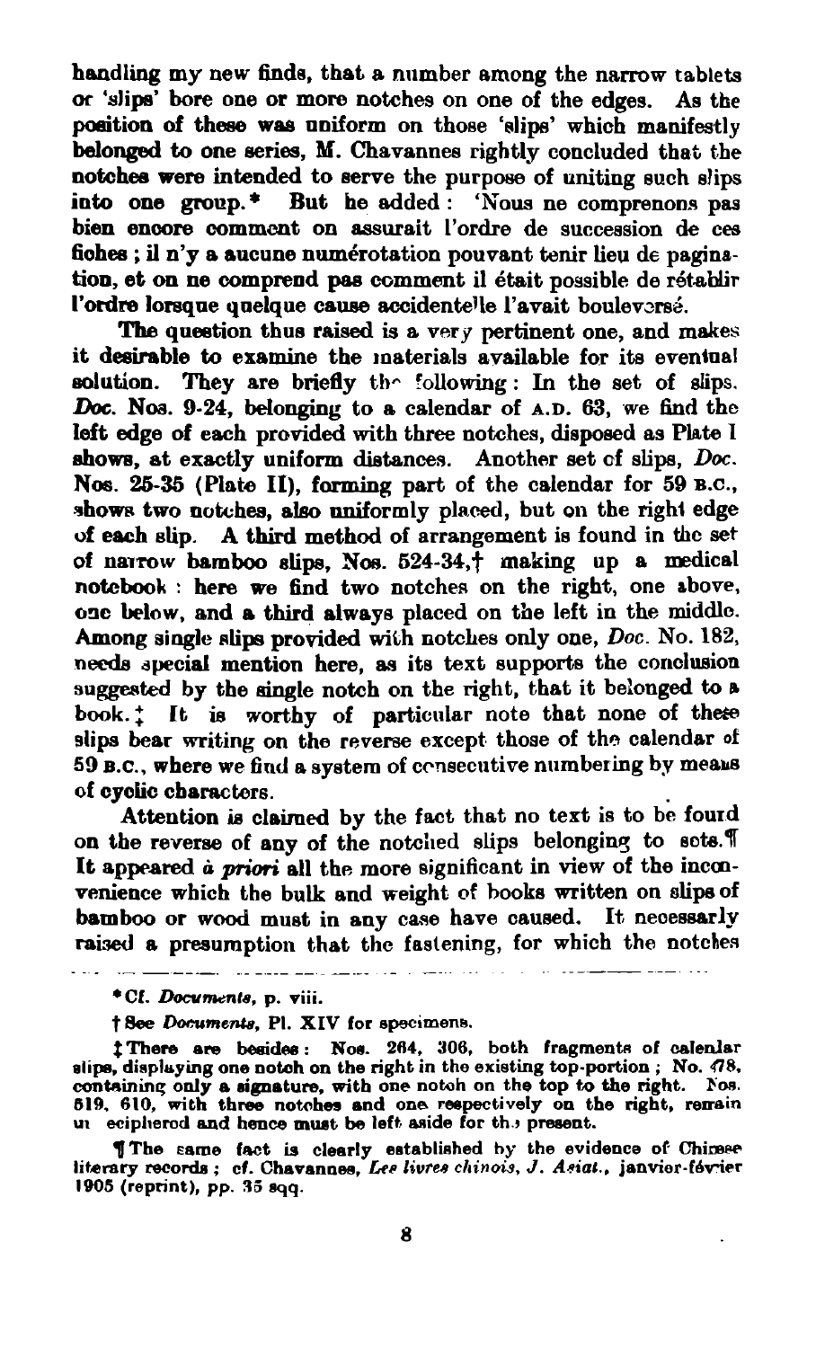handling my new finds, that a number among the narrow tablets or 'slips' bore one or more notches on one of the edges. As the position of these was uniform on those 'slips' which manifestly belonged to one series, M. Chavannes rightly concluded that the notches were intended to serve the purpose of uniting such slips into one group.* But he added: 'Nous ne comprenons pas bien encore comment on assurait l'ordre de succession de ces fiches ; il n'y a aucune numérotation pouvant tenir lieu de pagination, et on ne comprend pas comment il était possible de rétablir l'ordre lorsque quelque cause accidentelle l'avait bouleversé.

The question thus raised is a very pertinent one, and makes it desirable to examine the materials available for its eventual solution. They are briefly the following: In the set of slips. *Doc.* Nos. 9-24, belonging to a calendar of A.D. 63, we find the left edge of each provided with three notches, disposed as Plate I shows, at exactly uniform distances. Another set of slips, *Doc.* Nos. 25-35 (Plate II), forming part of the calendar for 59 B.C., shows two notches, also uniformly placed, but on the right edge of each slip. A third method of arrangement is found in the set of narrow bamboo slips, Nos. 524-34,† making up a medical notebook : here we find two notches on the right, one above, one below, and a third always placed on the left in the middle. Among single slips provided with notches only one, *Doc.* No. 182, needs special mention here, as its text supports the conclusion suggested by the single notch on the right, that it belonged to a book.‡ It is worthy of particular note that none of these slips bear writing on the reverse except those of the calendar of 59 B.C., where we find a system of consecutive numbering by means of cyclic characters.

Attention is claimed by the fact that no text is to be found on the reverse of any of the notched slips belonging to sets.¶ It appeared *à priori* all the more significant in view of the inconvenience which the bulk and weight of books written on slips of bamboo or wood must in any case have caused. It necessarly raised a presumption that the fastening, for which the notches

---

* Cf. *Documents*, p. viii.

† See *Documents*, Pl. XIV for specimens.

‡ There are besides: Nos. 264, 306, both fragments of calendar slips, displaying one notch on the right in the existing top-portion ; No. 478, containing only a signature, with one notch on the top to the right. Nos. 519, 610, with three notches and one respectively on the right, remain undeciphered and hence must be left aside for the present.

¶ The same fact is clearly established by the evidence of Chinese literary records ; cf. Chavannes, *Les livres chinois*, *J. Asiat.*, janvier-février 1905 (reprint), pp. 35 sqq.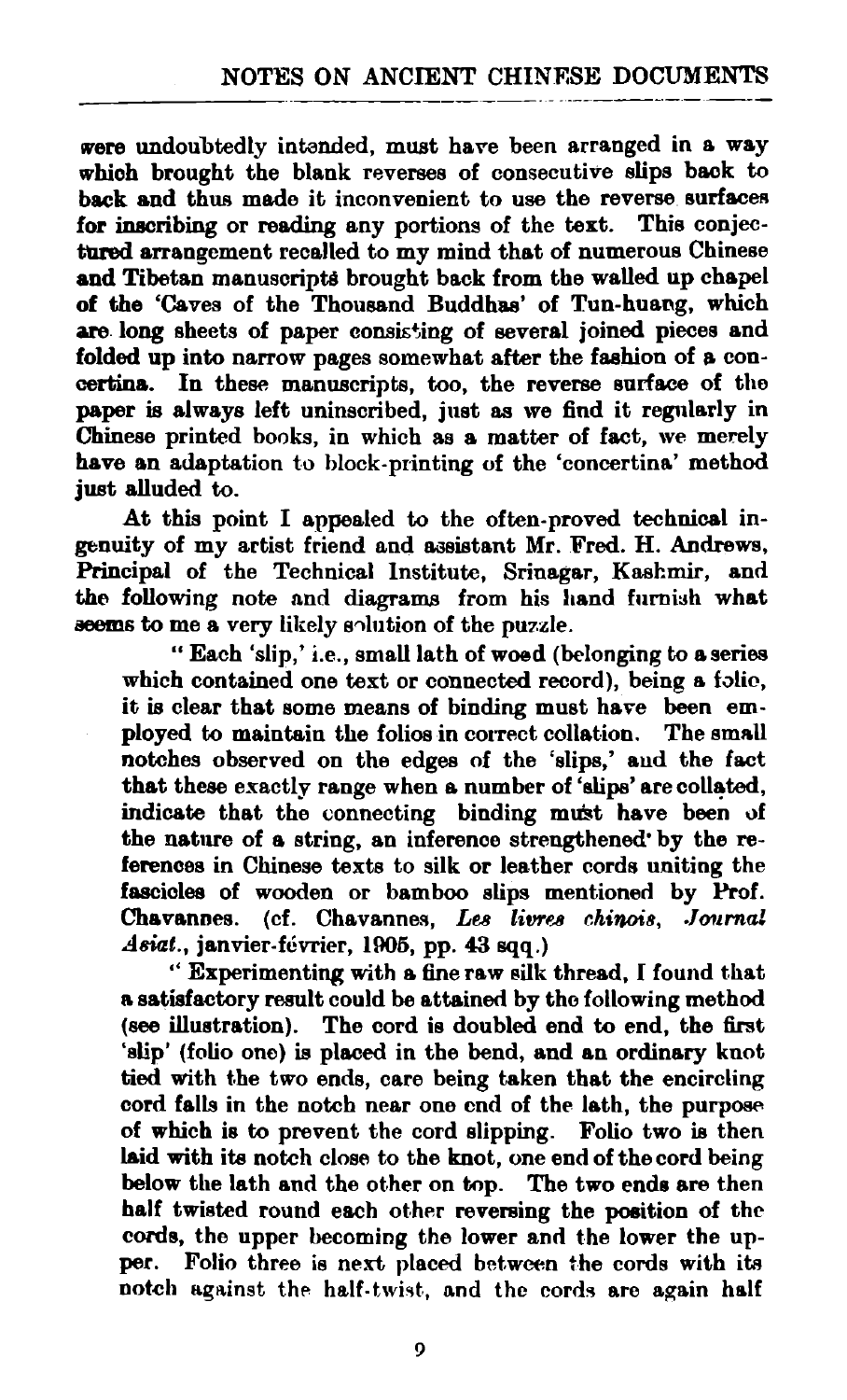were undoubtedly intended, must have been arranged in a way which brought the blank reverses of consecutive slips back to back and thus made it inconvenient to use the reverse surfaces for inscribing or reading any portions of the text. This conjectured arrangement recalled to my mind that of numerous Chinese and Tibetan manuscripts brought back from the walled up chapel of the 'Caves of the Thousand Buddhas' of Tun-huang, which are long sheets of paper consisting of several joined pieces and folded up into narrow pages somewhat after the fashion of a concertina. In these manuscripts, too, the reverse surface of the paper is always left uninscribed, just as we find it regularly in Chinese printed books, in which as a matter of fact, we merely have an adaptation to block-printing of the 'concertina' method just alluded to.

At this point I appealed to the often-proved technical ingenuity of my artist friend and assistant Mr. Fred. H. Andrews, Principal of the Technical Institute, Srinagar, Kashmir, and the following note and diagrams from his hand furnish what seems to me a very likely solution of the puzzle.

> " Each 'slip,' i.e., small lath of wood (belonging to a series which contained one text or connected record), being a folio, it is clear that some means of binding must have been employed to maintain the folios in correct collation. The small notches observed on the edges of the 'slips,' and the fact that these exactly range when a number of 'slips' are collated, indicate that the connecting binding must have been of the nature of a string, an inference strengthened by the references in Chinese texts to silk or leather cords uniting the fascicles of wooden or bamboo slips mentioned by Prof. Chavannes. (cf. Chavannes, *Les livres chinois*, *Journal Asiat.*, janvier-février, 1905, pp. 43 sqq.)
>
> " Experimenting with a fine raw silk thread, I found that a satisfactory result could be attained by the following method (see illustration). The cord is doubled end to end, the first 'slip' (folio one) is placed in the bend, and an ordinary knot tied with the two ends, care being taken that the encircling cord falls in the notch near one end of the lath, the purpose of which is to prevent the cord slipping. Folio two is then laid with its notch close to the knot, one end of the cord being below the lath and the other on top. The two ends are then half twisted round each other reversing the position of the cords, the upper becoming the lower and the lower the upper. Folio three is next placed between the cords with its notch against the half-twist, and the cords are again half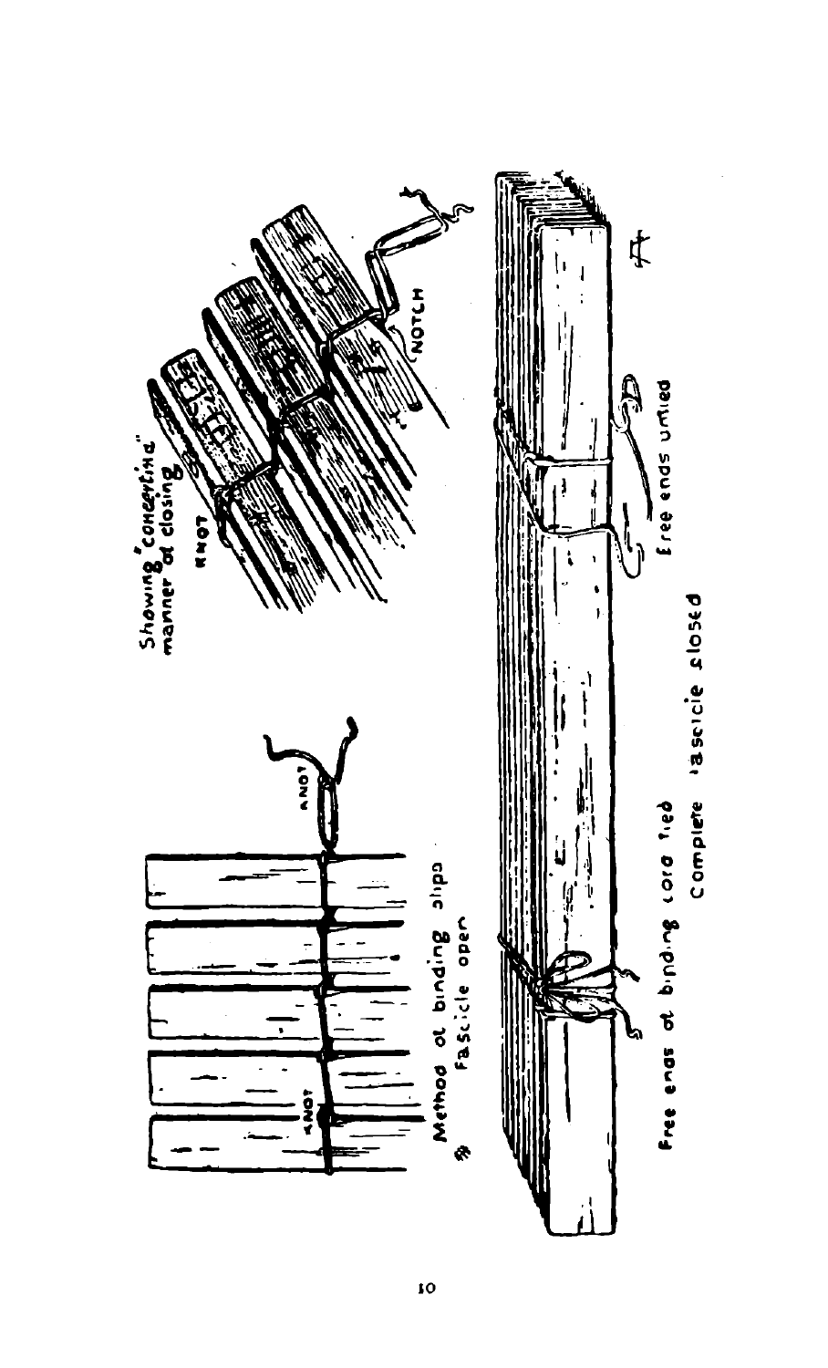Showing "concertina" manner of closing

KNOT

NOTCH

KNOT

KNOT

Method of binding slips
Fascicle open

Free ends of binding cord tied

Free ends untied

Complete fascicle closed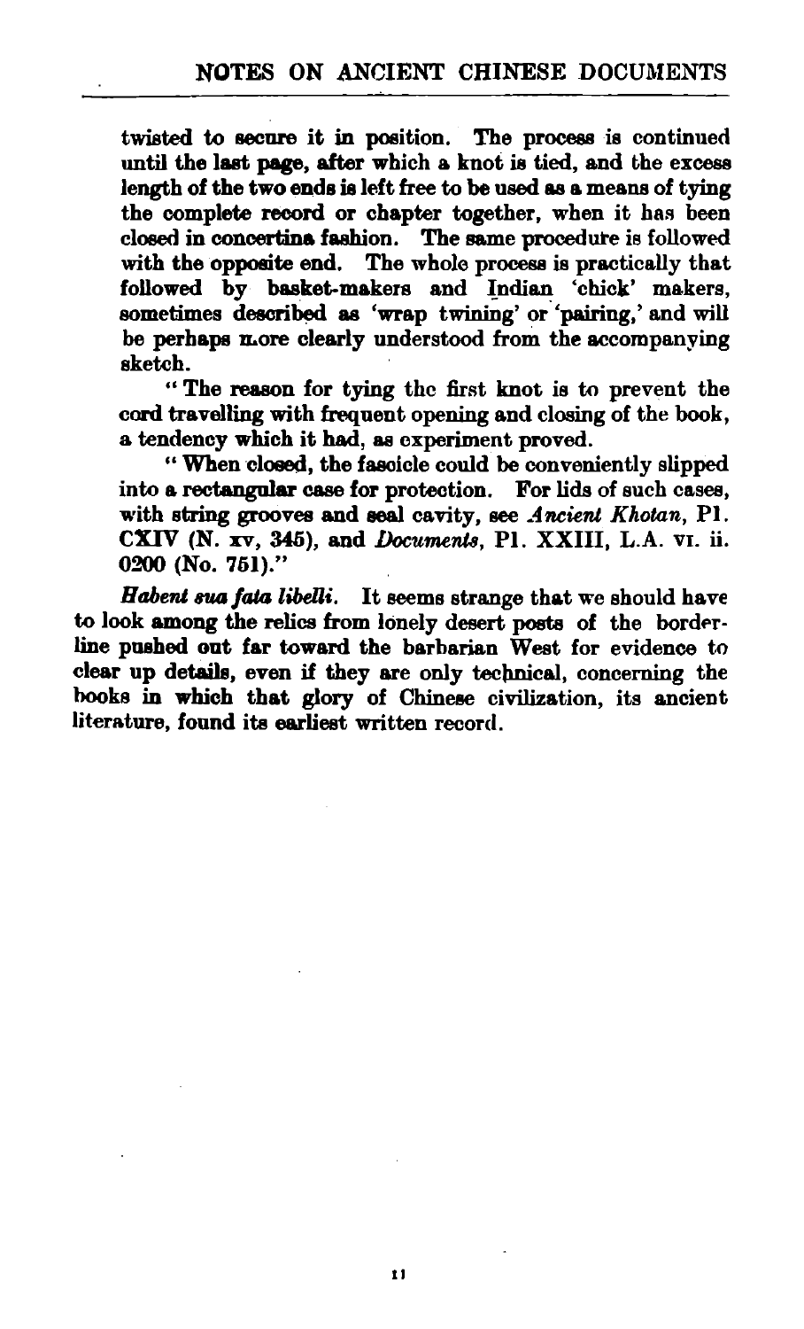twisted to secure it in position. The process is continued until the last page, after which a knot is tied, and the excess length of the two ends is left free to be used as a means of tying the complete record or chapter together, when it has been closed in concertina fashion. The same procedure is followed with the opposite end. The whole process is practically that followed by basket-makers and Indian 'chick' makers, sometimes described as 'wrap twining' or 'pairing,' and will be perhaps more clearly understood from the accompanying sketch.

"The reason for tying the first knot is to prevent the cord travelling with frequent opening and closing of the book, a tendency which it had, as experiment proved.

"When closed, the fascicle could be conveniently slipped into a rectangular case for protection. For lids of such cases, with string grooves and seal cavity, see *Ancient Khotan*, Pl. CXIV (N. xv, 345), and *Documents*, Pl. XXIII, L.A. vi. ii. 0200 (No. 751)."

*Habent sua fata libelli.* It seems strange that we should have to look among the relics from lonely desert posts of the border-line pushed out far toward the barbarian West for evidence to clear up details, even if they are only technical, concerning the books in which that glory of Chinese civilization, its ancient literature, found its earliest written record.